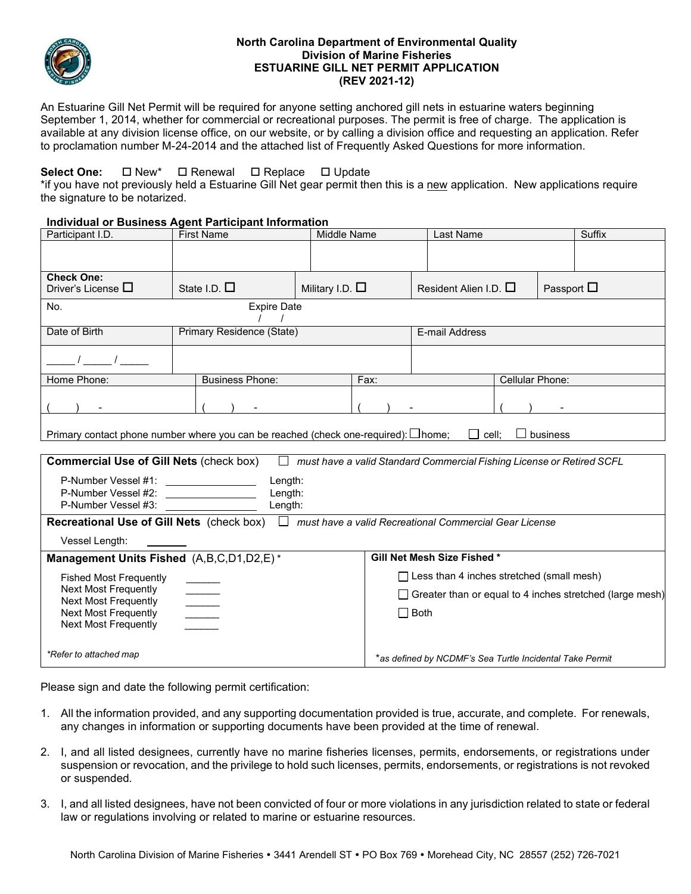**North Carolina Department of Environmental Quality**
**Division of Marine Fisheries**
**ESTUARINE GILL NET PERMIT APPLICATION**
**(REV 2021-12)**

An Estuarine Gill Net Permit will be required for anyone setting anchored gill nets in estuarine waters beginning September 1, 2014, whether for commercial or recreational purposes. The permit is free of charge. The application is available at any division license office, on our website, or by calling a division office and requesting an application. Refer to proclamation number M-24-2014 and the attached list of Frequently Asked Questions for more information.

**Select One:** ☐ New* ☐ Renewal ☐ Replace ☐ Update

*if you have not previously held a Estuarine Gill Net gear permit then this is a new application. New applications require the signature to be notarized.

**Individual or Business Agent Participant Information**

| Participant I.D. | First Name | Middle Name | Last Name | Suffix |
|---|---|---|---|---|
| | | | | |
| **Check One:** Driver's License ☐ | State I.D. ☐ | Military I.D. ☐ | Resident Alien I.D. ☐ | Passport ☐ |
| No. | Expire Date / / | | | |
| Date of Birth | Primary Residence (State) | | E-mail Address | |
| _____ / _____ / _____ | | | | |

| Home Phone: | Business Phone: | Fax: | Cellular Phone: |
|---|---|---|---|
| ( ) - | ( ) - | ( ) - | ( ) - |

Primary contact phone number where you can be reached (check one-required): ☐ home; ☐ cell; ☐ business

**Commercial Use of Gill Nets** (check box) ☐ *must have a valid Standard Commercial Fishing License or Retired SCFL*

P-Number Vessel #1: ______________ Length:
P-Number Vessel #2: ______________ Length:
P-Number Vessel #3: ______________ Length:

**Recreational Use of Gill Nets** (check box) ☐ *must have a valid Recreational Commercial Gear License*

Vessel Length: _______

**Management Units Fished** (A,B,C,D1,D2,E) *

Fished Most Frequently ______
Next Most Frequently ______
Next Most Frequently ______
Next Most Frequently ______
Next Most Frequently ______

*\*Refer to attached map*

**Gill Net Mesh Size Fished** *

☐ Less than 4 inches stretched (small mesh)
☐ Greater than or equal to 4 inches stretched (large mesh)
☐ Both

*\*as defined by NCDMF's Sea Turtle Incidental Take Permit*

Please sign and date the following permit certification:

1. All the information provided, and any supporting documentation provided is true, accurate, and complete. For renewals, any changes in information or supporting documents have been provided at the time of renewal.
2. I, and all listed designees, currently have no marine fisheries licenses, permits, endorsements, or registrations under suspension or revocation, and the privilege to hold such licenses, permits, endorsements, or registrations is not revoked or suspended.
3. I, and all listed designees, have not been convicted of four or more violations in any jurisdiction related to state or federal law or regulations involving or related to marine or estuarine resources.

North Carolina Division of Marine Fisheries • 3441 Arendell ST • PO Box 769 • Morehead City, NC 28557 (252) 726-7021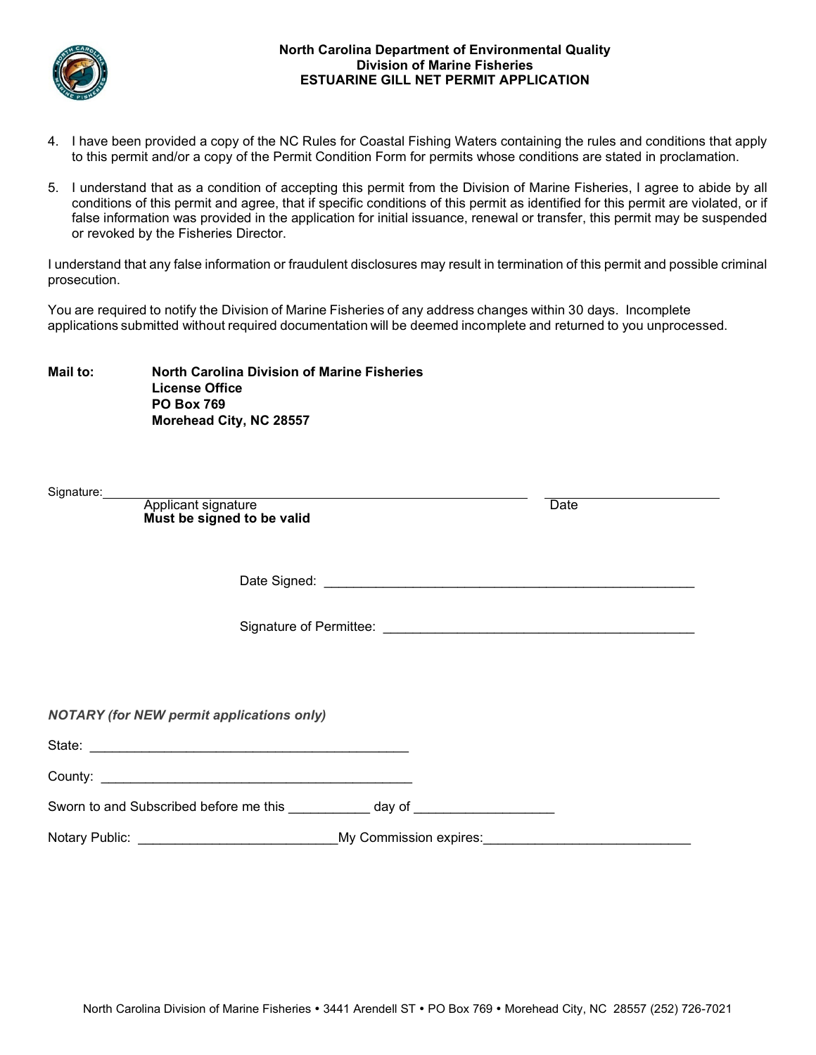**North Carolina Department of Environmental Quality**
**Division of Marine Fisheries**
**ESTUARINE GILL NET PERMIT APPLICATION**

4. I have been provided a copy of the NC Rules for Coastal Fishing Waters containing the rules and conditions that apply to this permit and/or a copy of the Permit Condition Form for permits whose conditions are stated in proclamation.

5. I understand that as a condition of accepting this permit from the Division of Marine Fisheries, I agree to abide by all conditions of this permit and agree, that if specific conditions of this permit as identified for this permit are violated, or if false information was provided in the application for initial issuance, renewal or transfer, this permit may be suspended or revoked by the Fisheries Director.

I understand that any false information or fraudulent disclosures may result in termination of this permit and possible criminal prosecution.

You are required to notify the Division of Marine Fisheries of any address changes within 30 days. Incomplete applications submitted without required documentation will be deemed incomplete and returned to you unprocessed.

**Mail to:** **North Carolina Division of Marine Fisheries**
**License Office**
**PO Box 769**
**Morehead City, NC 28557**

Signature: ____________________________________________ ________________________
Applicant signature Date
**Must be signed to be valid**

Date Signed: ____________________________________________

Signature of Permittee: ____________________________________________

*NOTARY (for NEW permit applications only)*

State: ____________________________________________

County: ____________________________________________

Sworn to and Subscribed before me this ___________ day of ___________________

Notary Public: ___________________________My Commission expires:___________________________

North Carolina Division of Marine Fisheries • 3441 Arendell ST • PO Box 769 • Morehead City, NC 28557 (252) 726-7021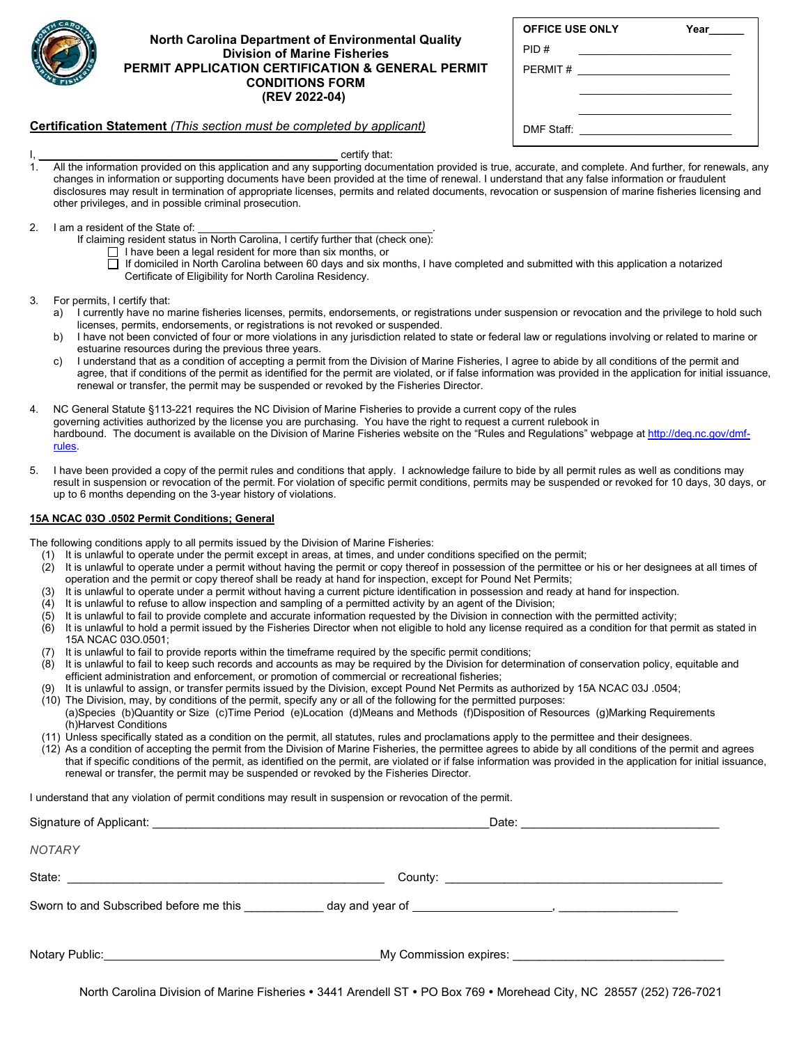**North Carolina Department of Environmental Quality**
**Division of Marine Fisheries**
**PERMIT APPLICATION CERTIFICATION & GENERAL PERMIT CONDITIONS FORM**
**(REV 2022-04)**

| **OFFICE USE ONLY** | **Year\_\_\_\_\_\_** |
|---|---|
| PID # | |
| PERMIT # | |
| | |
| | |
| DMF Staff: | |

**Certification Statement** *(This section must be completed by applicant)*

I, \_\_\_\_\_\_\_\_\_\_\_\_\_\_\_\_\_\_\_\_\_\_\_\_\_\_\_\_\_\_\_\_\_\_\_\_\_\_\_\_\_\_\_\_ certify that:

1. All the information provided on this application and any supporting documentation provided is true, accurate, and complete. And further, for renewals, any changes in information or supporting documents have been provided at the time of renewal. I understand that any false information or fraudulent disclosures may result in termination of appropriate licenses, permits and related documents, revocation or suspension of marine fisheries licensing and other privileges, and in possible criminal prosecution.

2. I am a resident of the State of: \_\_\_\_\_\_\_\_\_\_\_\_\_\_\_\_\_\_\_\_\_\_\_\_\_\_\_\_\_\_\_\_\_\_\_\_.
   If claiming resident status in North Carolina, I certify further that (check one):
   - ☐ I have been a legal resident for more than six months, or
   - ☐ If domiciled in North Carolina between 60 days and six months, I have completed and submitted with this application a notarized Certificate of Eligibility for North Carolina Residency.

3. For permits, I certify that:
   a) I currently have no marine fisheries licenses, permits, endorsements, or registrations under suspension or revocation and the privilege to hold such licenses, permits, endorsements, or registrations is not revoked or suspended.
   b) I have not been convicted of four or more violations in any jurisdiction related to state or federal law or regulations involving or related to marine or estuarine resources during the previous three years.
   c) I understand that as a condition of accepting a permit from the Division of Marine Fisheries, I agree to abide by all conditions of the permit and agree, that if conditions of the permit as identified for the permit are violated, or if false information was provided in the application for initial issuance, renewal or transfer, the permit may be suspended or revoked by the Fisheries Director.

4. NC General Statute §113-221 requires the NC Division of Marine Fisheries to provide a current copy of the rules governing activities authorized by the license you are purchasing. You have the right to request a current rulebook in hardbound. The document is available on the Division of Marine Fisheries website on the "Rules and Regulations" webpage at http://deq.nc.gov/dmf-rules.

5. I have been provided a copy of the permit rules and conditions that apply. I acknowledge failure to bide by all permit rules as well as conditions may result in suspension or revocation of the permit. For violation of specific permit conditions, permits may be suspended or revoked for 10 days, 30 days, or up to 6 months depending on the 3-year history of violations.

**15A NCAC 03O .0502 Permit Conditions; General**

The following conditions apply to all permits issued by the Division of Marine Fisheries:

(1) It is unlawful to operate under the permit except in areas, at times, and under conditions specified on the permit;
(2) It is unlawful to operate under a permit without having the permit or copy thereof in possession of the permittee or his or her designees at all times of operation and the permit or copy thereof shall be ready at hand for inspection, except for Pound Net Permits;
(3) It is unlawful to operate under a permit without having a current picture identification in possession and ready at hand for inspection.
(4) It is unlawful to refuse to allow inspection and sampling of a permitted activity by an agent of the Division;
(5) It is unlawful to fail to provide complete and accurate information requested by the Division in connection with the permitted activity;
(6) It is unlawful to hold a permit issued by the Fisheries Director when not eligible to hold any license required as a condition for that permit as stated in 15A NCAC 03O.0501;
(7) It is unlawful to fail to provide reports within the timeframe required by the specific permit conditions;
(8) It is unlawful to fail to keep such records and accounts as may be required by the Division for determination of conservation policy, equitable and efficient administration and enforcement, or promotion of commercial or recreational fisheries;
(9) It is unlawful to assign, or transfer permits issued by the Division, except Pound Net Permits as authorized by 15A NCAC 03J .0504;
(10) The Division, may, by conditions of the permit, specify any or all of the following for the permitted purposes:
(a)Species (b)Quantity or Size (c)Time Period (e)Location (d)Means and Methods (f)Disposition of Resources (g)Marking Requirements (h)Harvest Conditions
(11) Unless specifically stated as a condition on the permit, all statutes, rules and proclamations apply to the permittee and their designees.
(12) As a condition of accepting the permit from the Division of Marine Fisheries, the permittee agrees to abide by all conditions of the permit and agrees that if specific conditions of the permit, as identified on the permit, are violated or if false information was provided in the application for initial issuance, renewal or transfer, the permit may be suspended or revoked by the Fisheries Director.

I understand that any violation of permit conditions may result in suspension or revocation of the permit.

Signature of Applicant: \_\_\_\_\_\_\_\_\_\_\_\_\_\_\_\_\_\_\_\_\_\_\_\_\_\_\_\_\_\_\_\_\_\_\_\_\_\_\_\_\_\_\_\_ Date: \_\_\_\_\_\_\_\_\_\_\_\_\_\_\_\_\_\_\_\_\_\_\_\_\_\_

*NOTARY*

State: \_\_\_\_\_\_\_\_\_\_\_\_\_\_\_\_\_\_\_\_\_\_\_\_\_\_\_\_\_\_\_\_\_\_\_\_\_\_\_\_ County: \_\_\_\_\_\_\_\_\_\_\_\_\_\_\_\_\_\_\_\_\_\_\_\_\_\_\_\_\_\_\_\_\_\_\_\_\_\_\_\_

Sworn to and Subscribed before me this \_\_\_\_\_\_\_\_\_\_\_ day and year of \_\_\_\_\_\_\_\_\_\_\_\_\_\_\_\_\_\_\_\_, \_\_\_\_\_\_\_\_\_\_\_\_\_\_\_\_\_

Notary Public: \_\_\_\_\_\_\_\_\_\_\_\_\_\_\_\_\_\_\_\_\_\_\_\_\_\_\_\_\_\_\_\_\_\_\_\_\_\_\_\_ My Commission expires: \_\_\_\_\_\_\_\_\_\_\_\_\_\_\_\_\_\_\_\_\_\_\_\_\_\_\_\_\_\_\_\_

North Carolina Division of Marine Fisheries • 3441 Arendell ST • PO Box 769 • Morehead City, NC 28557 (252) 726-7021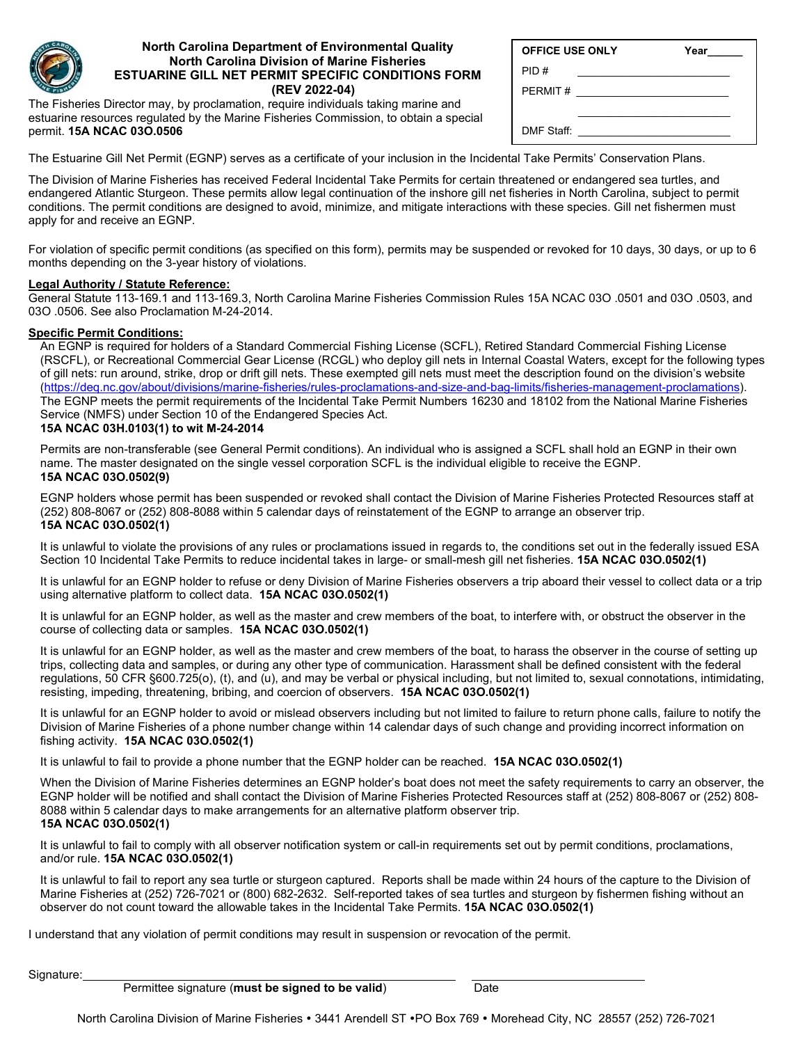**North Carolina Department of Environmental Quality**
**North Carolina Division of Marine Fisheries**
**ESTUARINE GILL NET PERMIT SPECIFIC CONDITIONS FORM**
**(REV 2022-04)**

The Fisheries Director may, by proclamation, require individuals taking marine and estuarine resources regulated by the Marine Fisheries Commission, to obtain a special permit. **15A NCAC 03O.0506**

| **OFFICE USE ONLY** | **Year\_\_\_\_\_\_** |
|---|---|
| PID # | |
| PERMIT # | |
| | |
| DMF Staff: | |

The Estuarine Gill Net Permit (EGNP) serves as a certificate of your inclusion in the Incidental Take Permits' Conservation Plans.

The Division of Marine Fisheries has received Federal Incidental Take Permits for certain threatened or endangered sea turtles, and endangered Atlantic Sturgeon. These permits allow legal continuation of the inshore gill net fisheries in North Carolina, subject to permit conditions. The permit conditions are designed to avoid, minimize, and mitigate interactions with these species. Gill net fishermen must apply for and receive an EGNP.

For violation of specific permit conditions (as specified on this form), permits may be suspended or revoked for 10 days, 30 days, or up to 6 months depending on the 3-year history of violations.

**Legal Authority / Statute Reference:**
General Statute 113-169.1 and 113-169.3, North Carolina Marine Fisheries Commission Rules 15A NCAC 03O .0501 and 03O .0503, and 03O .0506. See also Proclamation M-24-2014.

**Specific Permit Conditions:**

An EGNP is required for holders of a Standard Commercial Fishing License (SCFL), Retired Standard Commercial Fishing License (RSCFL), or Recreational Commercial Gear License (RCGL) who deploy gill nets in Internal Coastal Waters, except for the following types of gill nets: run around, strike, drop or drift gill nets. These exempted gill nets must meet the description found on the division's website (https://deq.nc.gov/about/divisions/marine-fisheries/rules-proclamations-and-size-and-bag-limits/fisheries-management-proclamations). The EGNP meets the permit requirements of the Incidental Take Permit Numbers 16230 and 18102 from the National Marine Fisheries Service (NMFS) under Section 10 of the Endangered Species Act.
**15A NCAC 03H.0103(1) to wit M-24-2014**

Permits are non-transferable (see General Permit conditions). An individual who is assigned a SCFL shall hold an EGNP in their own name. The master designated on the single vessel corporation SCFL is the individual eligible to receive the EGNP.
**15A NCAC 03O.0502(9)**

EGNP holders whose permit has been suspended or revoked shall contact the Division of Marine Fisheries Protected Resources staff at (252) 808-8067 or (252) 808-8088 within 5 calendar days of reinstatement of the EGNP to arrange an observer trip.
**15A NCAC 03O.0502(1)**

It is unlawful to violate the provisions of any rules or proclamations issued in regards to, the conditions set out in the federally issued ESA Section 10 Incidental Take Permits to reduce incidental takes in large- or small-mesh gill net fisheries. **15A NCAC 03O.0502(1)**

It is unlawful for an EGNP holder to refuse or deny Division of Marine Fisheries observers a trip aboard their vessel to collect data or a trip using alternative platform to collect data. **15A NCAC 03O.0502(1)**

It is unlawful for an EGNP holder, as well as the master and crew members of the boat, to interfere with, or obstruct the observer in the course of collecting data or samples. **15A NCAC 03O.0502(1)**

It is unlawful for an EGNP holder, as well as the master and crew members of the boat, to harass the observer in the course of setting up trips, collecting data and samples, or during any other type of communication. Harassment shall be defined consistent with the federal regulations, 50 CFR §600.725(o), (t), and (u), and may be verbal or physical including, but not limited to, sexual connotations, intimidating, resisting, impeding, threatening, bribing, and coercion of observers. **15A NCAC 03O.0502(1)**

It is unlawful for an EGNP holder to avoid or mislead observers including but not limited to failure to return phone calls, failure to notify the Division of Marine Fisheries of a phone number change within 14 calendar days of such change and providing incorrect information on fishing activity. **15A NCAC 03O.0502(1)**

It is unlawful to fail to provide a phone number that the EGNP holder can be reached. **15A NCAC 03O.0502(1)**

When the Division of Marine Fisheries determines an EGNP holder's boat does not meet the safety requirements to carry an observer, the EGNP holder will be notified and shall contact the Division of Marine Fisheries Protected Resources staff at (252) 808-8067 or (252) 808-8088 within 5 calendar days to make arrangements for an alternative platform observer trip.
**15A NCAC 03O.0502(1)**

It is unlawful to fail to comply with all observer notification system or call-in requirements set out by permit conditions, proclamations, and/or rule. **15A NCAC 03O.0502(1)**

It is unlawful to fail to report any sea turtle or sturgeon captured. Reports shall be made within 24 hours of the capture to the Division of Marine Fisheries at (252) 726-7021 or (800) 682-2632. Self-reported takes of sea turtles and sturgeon by fishermen fishing without an observer do not count toward the allowable takes in the Incidental Take Permits. **15A NCAC 03O.0502(1)**

I understand that any violation of permit conditions may result in suspension or revocation of the permit.

Signature: \_\_\_\_\_\_\_\_\_\_\_\_\_\_\_\_\_\_\_\_\_\_\_\_\_\_\_\_\_\_\_\_\_\_\_\_\_\_\_\_ \_\_\_\_\_\_\_\_\_\_\_\_\_\_\_\_\_\_\_\_\_\_\_\_

Permittee signature (**must be signed to be valid**) Date

North Carolina Division of Marine Fisheries • 3441 Arendell ST •PO Box 769 • Morehead City, NC 28557 (252) 726-7021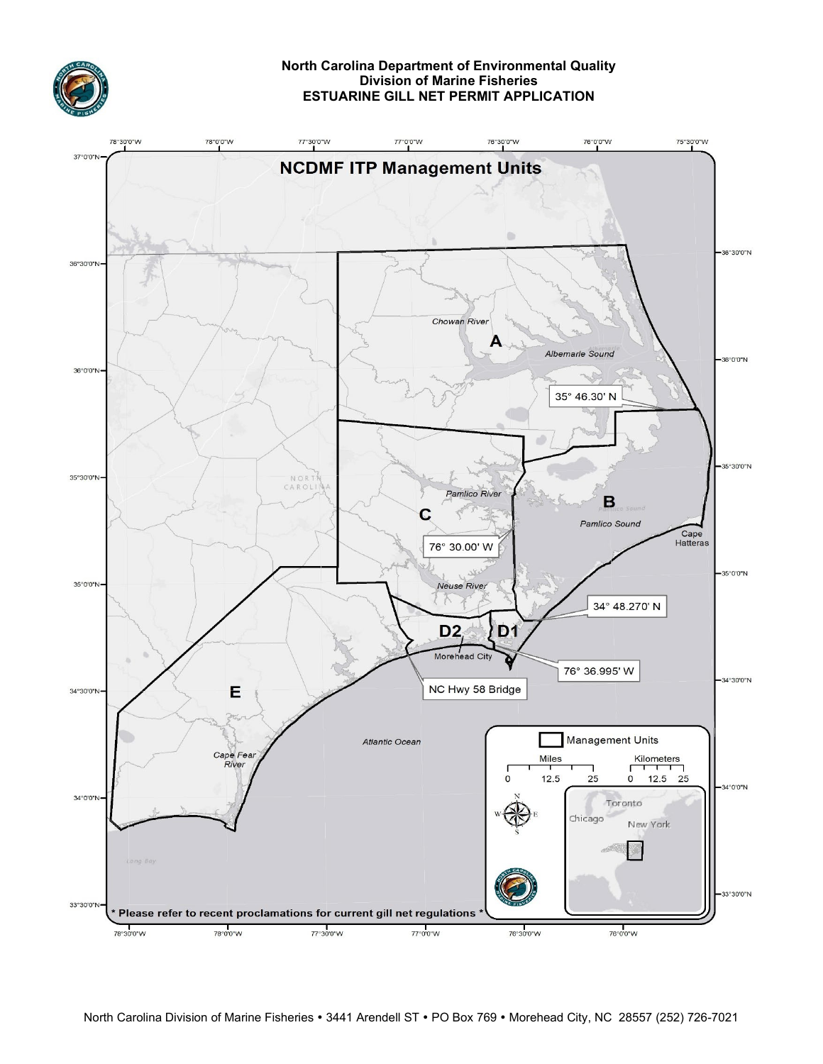**North Carolina Department of Environmental Quality**
**Division of Marine Fisheries**
**ESTUARINE GILL NET PERMIT APPLICATION**

## NCDMF ITP Management Units

78°30'0"W
78°0'0"W
77°30'0"W
77°0'0"W
76°30'0"W
76°0'0"W
75°30'0"W

37°0'0"N
36°30'0"N
36°0'0"N
35°30'0"N
35°0'0"N
34°30'0"N
34°0'0"N
33°30'0"N

A
Chowan River
Albemarle Sound
35° 46.30' N
B
Pamlico Sound
Cape Hatteras
C
Pamlico River
76° 30.00' W
Neuse River
34° 48.270' N
D2
D1
Morehead City
76° 36.995' W
NC Hwy 58 Bridge
E
Cape Fear River
Atlantic Ocean
Long Bay
NORTH CAROLINA

Management Units
Miles
0 12.5 25
Kilometers
0 12.5 25
Toronto
Chicago
New York

**\* Please refer to recent proclamations for current gill net regulations \***

North Carolina Division of Marine Fisheries • 3441 Arendell ST • PO Box 769 • Morehead City, NC 28557 (252) 726-7021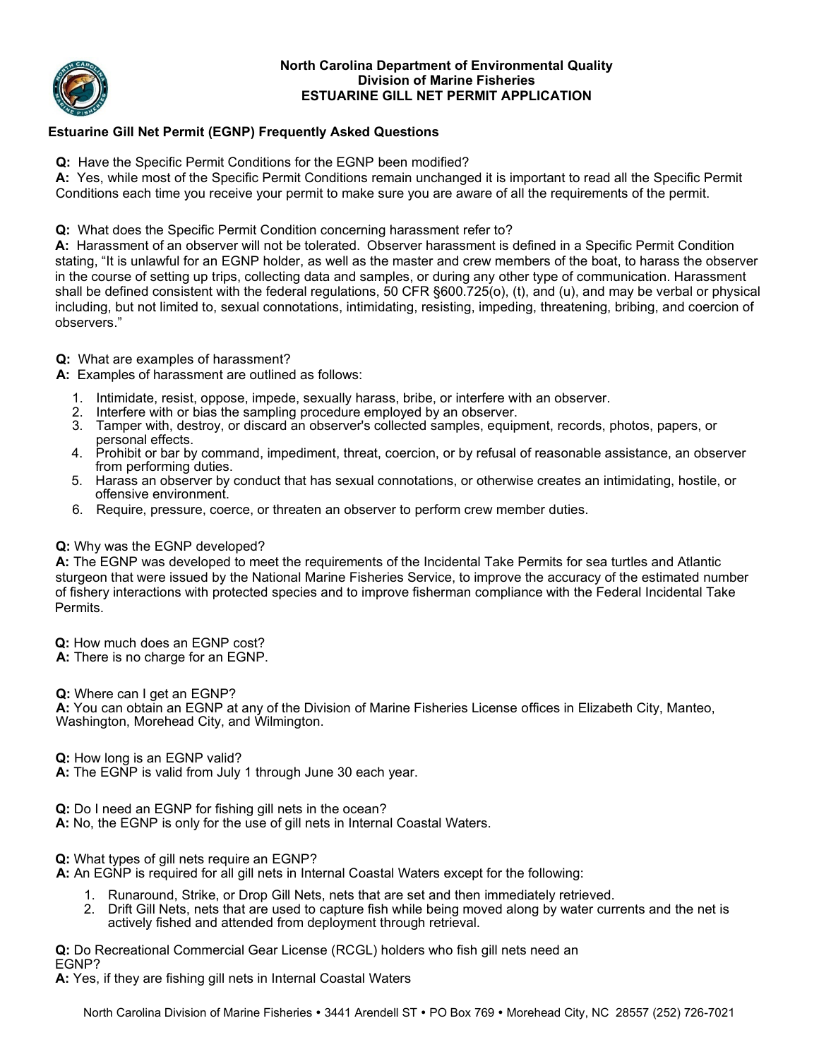**North Carolina Department of Environmental Quality**
**Division of Marine Fisheries**
**ESTUARINE GILL NET PERMIT APPLICATION**

## Estuarine Gill Net Permit (EGNP) Frequently Asked Questions

**Q:** Have the Specific Permit Conditions for the EGNP been modified?
**A:** Yes, while most of the Specific Permit Conditions remain unchanged it is important to read all the Specific Permit Conditions each time you receive your permit to make sure you are aware of all the requirements of the permit.

**Q:** What does the Specific Permit Condition concerning harassment refer to?
**A:** Harassment of an observer will not be tolerated. Observer harassment is defined in a Specific Permit Condition stating, "It is unlawful for an EGNP holder, as well as the master and crew members of the boat, to harass the observer in the course of setting up trips, collecting data and samples, or during any other type of communication. Harassment shall be defined consistent with the federal regulations, 50 CFR §600.725(o), (t), and (u), and may be verbal or physical including, but not limited to, sexual connotations, intimidating, resisting, impeding, threatening, bribing, and coercion of observers."

**Q:** What are examples of harassment?
**A:** Examples of harassment are outlined as follows:

1. Intimidate, resist, oppose, impede, sexually harass, bribe, or interfere with an observer.
2. Interfere with or bias the sampling procedure employed by an observer.
3. Tamper with, destroy, or discard an observer's collected samples, equipment, records, photos, papers, or personal effects.
4. Prohibit or bar by command, impediment, threat, coercion, or by refusal of reasonable assistance, an observer from performing duties.
5. Harass an observer by conduct that has sexual connotations, or otherwise creates an intimidating, hostile, or offensive environment.
6. Require, pressure, coerce, or threaten an observer to perform crew member duties.

**Q:** Why was the EGNP developed?
**A:** The EGNP was developed to meet the requirements of the Incidental Take Permits for sea turtles and Atlantic sturgeon that were issued by the National Marine Fisheries Service, to improve the accuracy of the estimated number of fishery interactions with protected species and to improve fisherman compliance with the Federal Incidental Take Permits.

**Q:** How much does an EGNP cost?
**A:** There is no charge for an EGNP.

**Q:** Where can I get an EGNP?
**A:** You can obtain an EGNP at any of the Division of Marine Fisheries License offices in Elizabeth City, Manteo, Washington, Morehead City, and Wilmington.

**Q:** How long is an EGNP valid?
**A:** The EGNP is valid from July 1 through June 30 each year.

**Q:** Do I need an EGNP for fishing gill nets in the ocean?
**A:** No, the EGNP is only for the use of gill nets in Internal Coastal Waters.

**Q:** What types of gill nets require an EGNP?
**A:** An EGNP is required for all gill nets in Internal Coastal Waters except for the following:

1. Runaround, Strike, or Drop Gill Nets, nets that are set and then immediately retrieved.
2. Drift Gill Nets, nets that are used to capture fish while being moved along by water currents and the net is actively fished and attended from deployment through retrieval.

**Q:** Do Recreational Commercial Gear License (RCGL) holders who fish gill nets need an EGNP?
**A:** Yes, if they are fishing gill nets in Internal Coastal Waters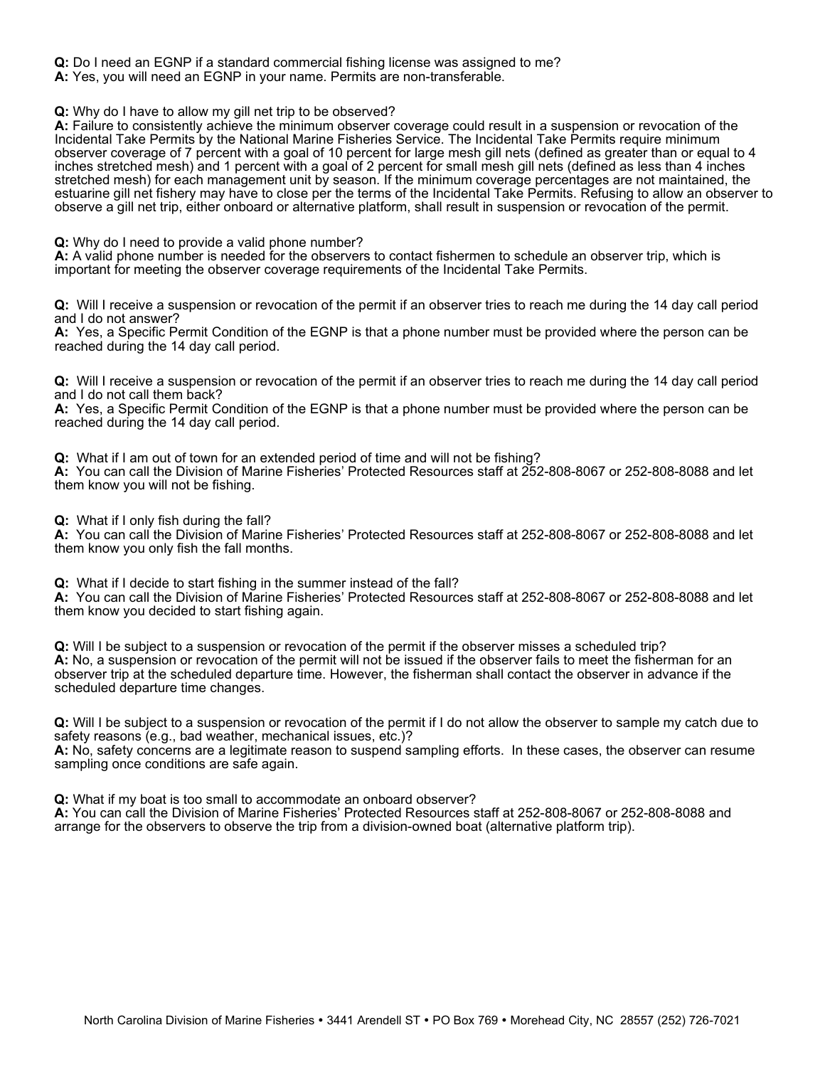**Q:** Do I need an EGNP if a standard commercial fishing license was assigned to me?
**A:** Yes, you will need an EGNP in your name. Permits are non-transferable.

**Q:** Why do I have to allow my gill net trip to be observed?
**A:** Failure to consistently achieve the minimum observer coverage could result in a suspension or revocation of the Incidental Take Permits by the National Marine Fisheries Service. The Incidental Take Permits require minimum observer coverage of 7 percent with a goal of 10 percent for large mesh gill nets (defined as greater than or equal to 4 inches stretched mesh) and 1 percent with a goal of 2 percent for small mesh gill nets (defined as less than 4 inches stretched mesh) for each management unit by season. If the minimum coverage percentages are not maintained, the estuarine gill net fishery may have to close per the terms of the Incidental Take Permits. Refusing to allow an observer to observe a gill net trip, either onboard or alternative platform, shall result in suspension or revocation of the permit.

**Q:** Why do I need to provide a valid phone number?
**A:** A valid phone number is needed for the observers to contact fishermen to schedule an observer trip, which is important for meeting the observer coverage requirements of the Incidental Take Permits.

**Q:** Will I receive a suspension or revocation of the permit if an observer tries to reach me during the 14 day call period and I do not answer?
**A:** Yes, a Specific Permit Condition of the EGNP is that a phone number must be provided where the person can be reached during the 14 day call period.

**Q:** Will I receive a suspension or revocation of the permit if an observer tries to reach me during the 14 day call period and I do not call them back?
**A:** Yes, a Specific Permit Condition of the EGNP is that a phone number must be provided where the person can be reached during the 14 day call period.

**Q:** What if I am out of town for an extended period of time and will not be fishing?
**A:** You can call the Division of Marine Fisheries' Protected Resources staff at 252-808-8067 or 252-808-8088 and let them know you will not be fishing.

**Q:** What if I only fish during the fall?
**A:** You can call the Division of Marine Fisheries' Protected Resources staff at 252-808-8067 or 252-808-8088 and let them know you only fish the fall months.

**Q:** What if I decide to start fishing in the summer instead of the fall?
**A:** You can call the Division of Marine Fisheries' Protected Resources staff at 252-808-8067 or 252-808-8088 and let them know you decided to start fishing again.

**Q:** Will I be subject to a suspension or revocation of the permit if the observer misses a scheduled trip?
**A:** No, a suspension or revocation of the permit will not be issued if the observer fails to meet the fisherman for an observer trip at the scheduled departure time. However, the fisherman shall contact the observer in advance if the scheduled departure time changes.

**Q:** Will I be subject to a suspension or revocation of the permit if I do not allow the observer to sample my catch due to safety reasons (e.g., bad weather, mechanical issues, etc.)?
**A:** No, safety concerns are a legitimate reason to suspend sampling efforts. In these cases, the observer can resume sampling once conditions are safe again.

**Q:** What if my boat is too small to accommodate an onboard observer?
**A:** You can call the Division of Marine Fisheries' Protected Resources staff at 252-808-8067 or 252-808-8088 and arrange for the observers to observe the trip from a division-owned boat (alternative platform trip).

North Carolina Division of Marine Fisheries • 3441 Arendell ST • PO Box 769 • Morehead City, NC 28557 (252) 726-7021